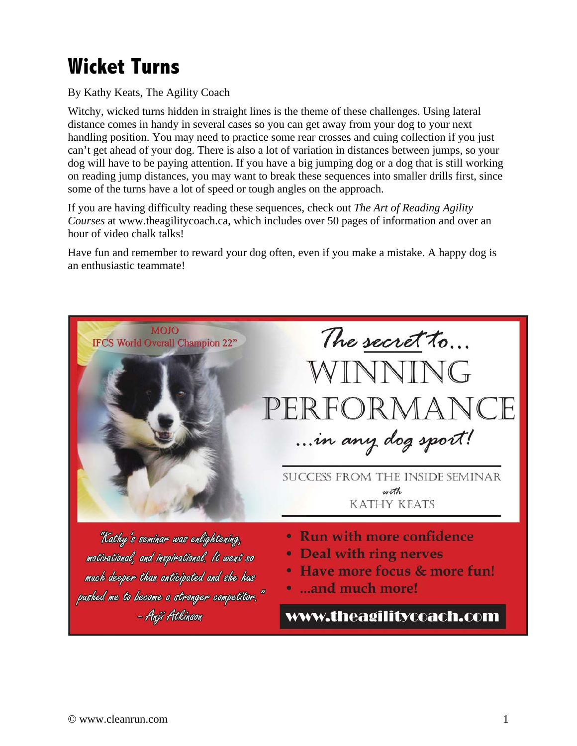# Wicket Turns

By Kathy Keats, The Agility Coach

Witchy, wicked turns hidden in straight lines is the theme of these challenges. Using lateral distance comes in handy in several cases so you can get away from your dog to your next handling position. You may need to practice some rear crosses and cuing collection if you just can't get ahead of your dog. There is also a lot of variation in distances between jumps, so your dog will have to be paying attention. If you have a big jumping dog or a dog that is still working on reading jump distances, you may want to break these sequences into smaller drills first, since some of the turns have a lot of speed or tough angles on the approach.

If you are having difficulty reading these sequences, check out *The Art of Reading Agility Courses* at www.theagilitycoach.ca, which includes over 50 pages of information and over an hour of video chalk talks!

Have fun and remember to reward your dog often, even if you make a mistake. A happy dog is an enthusiastic teammate!

MOJO
IFCS World Overall Champion 22"

*The secret to...*

WINNING PERFORMANCE

*...in any dog sport!*

SUCCESS FROM THE INSIDE SEMINAR *with* KATHY KEATS

*"Kathy's seminar was enlightening, motivational, and inspirational. It went so much deeper than anticipated and she has pushed me to become a stronger competitor."*
*- Anji Atkinson*

- **Run with more confidence**
- **Deal with ring nerves**
- **Have more focus & more fun!**
- **...and much more!**

**www.theagilitycoach.com**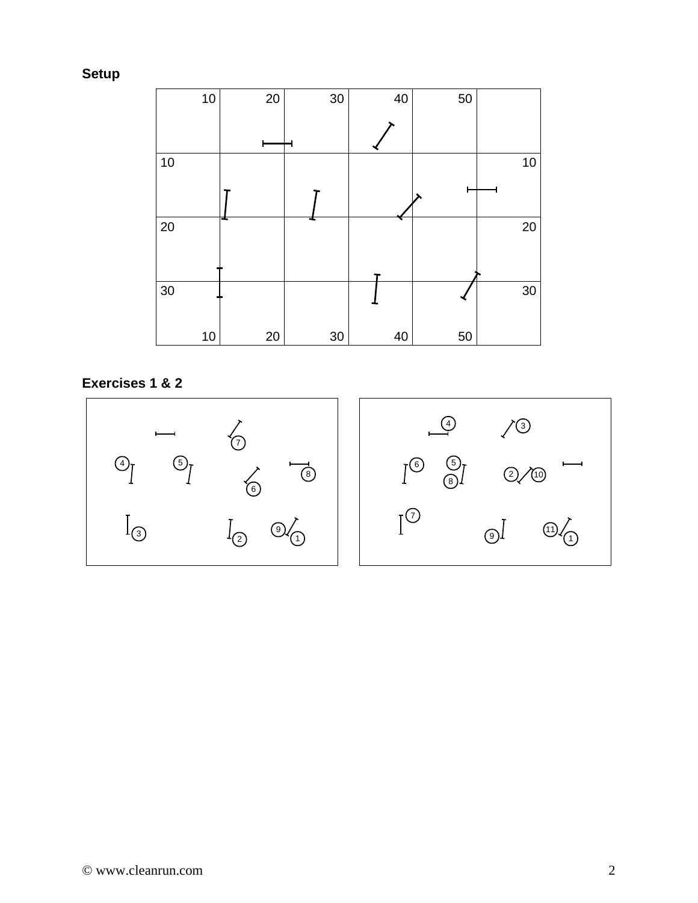**Setup**

**Exercises 1 & 2**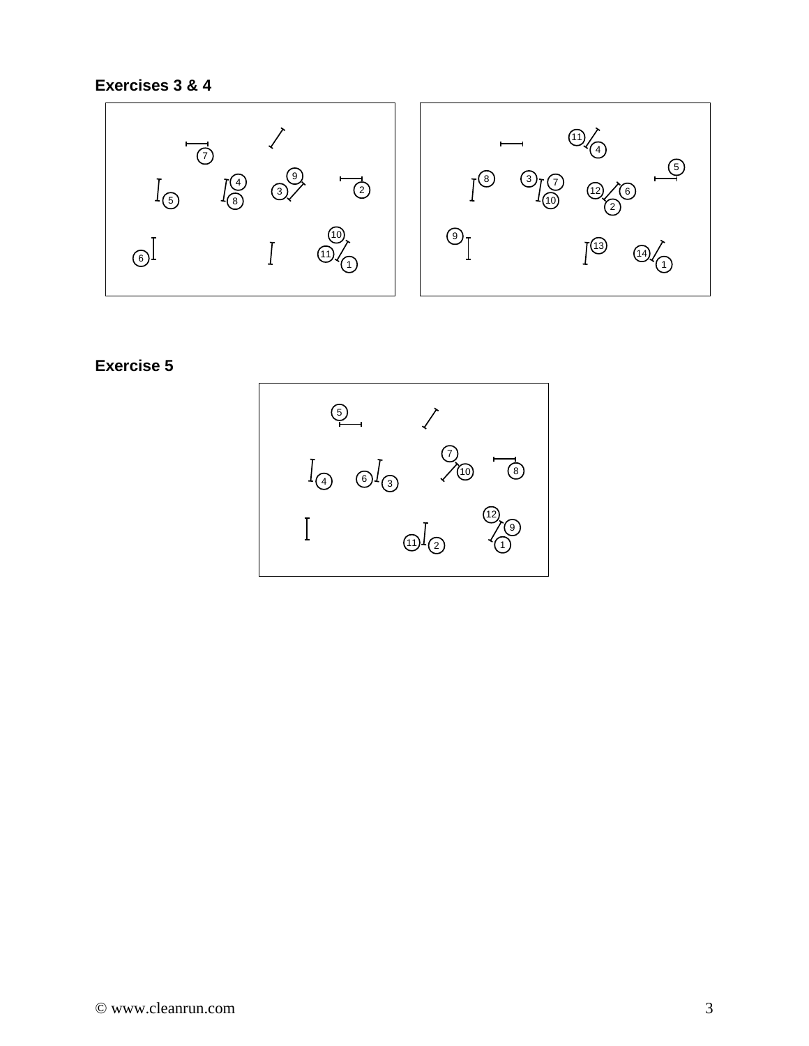**Exercises 3 & 4**

7
9
4
3
2
5
8
10
6
11
1

11
4
5
8
3
7
12
6
10
2
9
13
14
1

**Exercise 5**

5
7
10
8
4
6
3
12
9
11
2
1